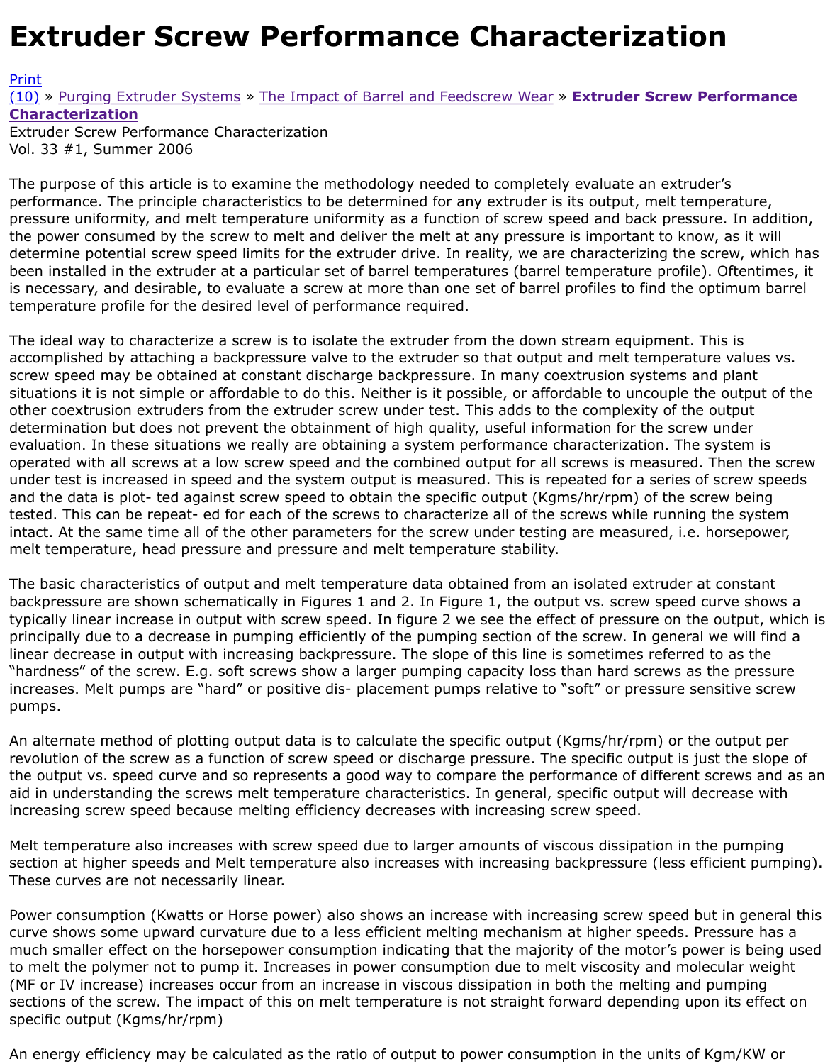# Extruder Screw Performance Characterization

Print
(10) » Purging Extruder Systems » The Impact of Barrel and Feedscrew Wear » **Extruder Screw Performance Characterization**
Extruder Screw Performance Characterization
Vol. 33 #1, Summer 2006

The purpose of this article is to examine the methodology needed to completely evaluate an extruder's performance. The principle characteristics to be determined for any extruder is its output, melt temperature, pressure uniformity, and melt temperature uniformity as a function of screw speed and back pressure. In addition, the power consumed by the screw to melt and deliver the melt at any pressure is important to know, as it will determine potential screw speed limits for the extruder drive. In reality, we are characterizing the screw, which has been installed in the extruder at a particular set of barrel temperatures (barrel temperature profile). Oftentimes, it is necessary, and desirable, to evaluate a screw at more than one set of barrel profiles to find the optimum barrel temperature profile for the desired level of performance required.

The ideal way to characterize a screw is to isolate the extruder from the down stream equipment. This is accomplished by attaching a backpressure valve to the extruder so that output and melt temperature values vs. screw speed may be obtained at constant discharge backpressure. In many coextrusion systems and plant situations it is not simple or affordable to do this. Neither is it possible, or affordable to uncouple the output of the other coextrusion extruders from the extruder screw under test. This adds to the complexity of the output determination but does not prevent the obtainment of high quality, useful information for the screw under evaluation. In these situations we really are obtaining a system performance characterization. The system is operated with all screws at a low screw speed and the combined output for all screws is measured. Then the screw under test is increased in speed and the system output is measured. This is repeated for a series of screw speeds and the data is plot- ted against screw speed to obtain the specific output (Kgms/hr/rpm) of the screw being tested. This can be repeat- ed for each of the screws to characterize all of the screws while running the system intact. At the same time all of the other parameters for the screw under testing are measured, i.e. horsepower, melt temperature, head pressure and pressure and melt temperature stability.

The basic characteristics of output and melt temperature data obtained from an isolated extruder at constant backpressure are shown schematically in Figures 1 and 2. In Figure 1, the output vs. screw speed curve shows a typically linear increase in output with screw speed. In figure 2 we see the effect of pressure on the output, which is principally due to a decrease in pumping efficiently of the pumping section of the screw. In general we will find a linear decrease in output with increasing backpressure. The slope of this line is sometimes referred to as the "hardness" of the screw. E.g. soft screws show a larger pumping capacity loss than hard screws as the pressure increases. Melt pumps are "hard" or positive dis- placement pumps relative to "soft" or pressure sensitive screw pumps.

An alternate method of plotting output data is to calculate the specific output (Kgms/hr/rpm) or the output per revolution of the screw as a function of screw speed or discharge pressure. The specific output is just the slope of the output vs. speed curve and so represents a good way to compare the performance of different screws and as an aid in understanding the screws melt temperature characteristics. In general, specific output will decrease with increasing screw speed because melting efficiency decreases with increasing screw speed.

Melt temperature also increases with screw speed due to larger amounts of viscous dissipation in the pumping section at higher speeds and Melt temperature also increases with increasing backpressure (less efficient pumping). These curves are not necessarily linear.

Power consumption (Kwatts or Horse power) also shows an increase with increasing screw speed but in general this curve shows some upward curvature due to a less efficient melting mechanism at higher speeds. Pressure has a much smaller effect on the horsepower consumption indicating that the majority of the motor's power is being used to melt the polymer not to pump it. Increases in power consumption due to melt viscosity and molecular weight (MF or IV increase) increases occur from an increase in viscous dissipation in both the melting and pumping sections of the screw. The impact of this on melt temperature is not straight forward depending upon its effect on specific output (Kgms/hr/rpm)

An energy efficiency may be calculated as the ratio of output to power consumption in the units of Kgm/KW or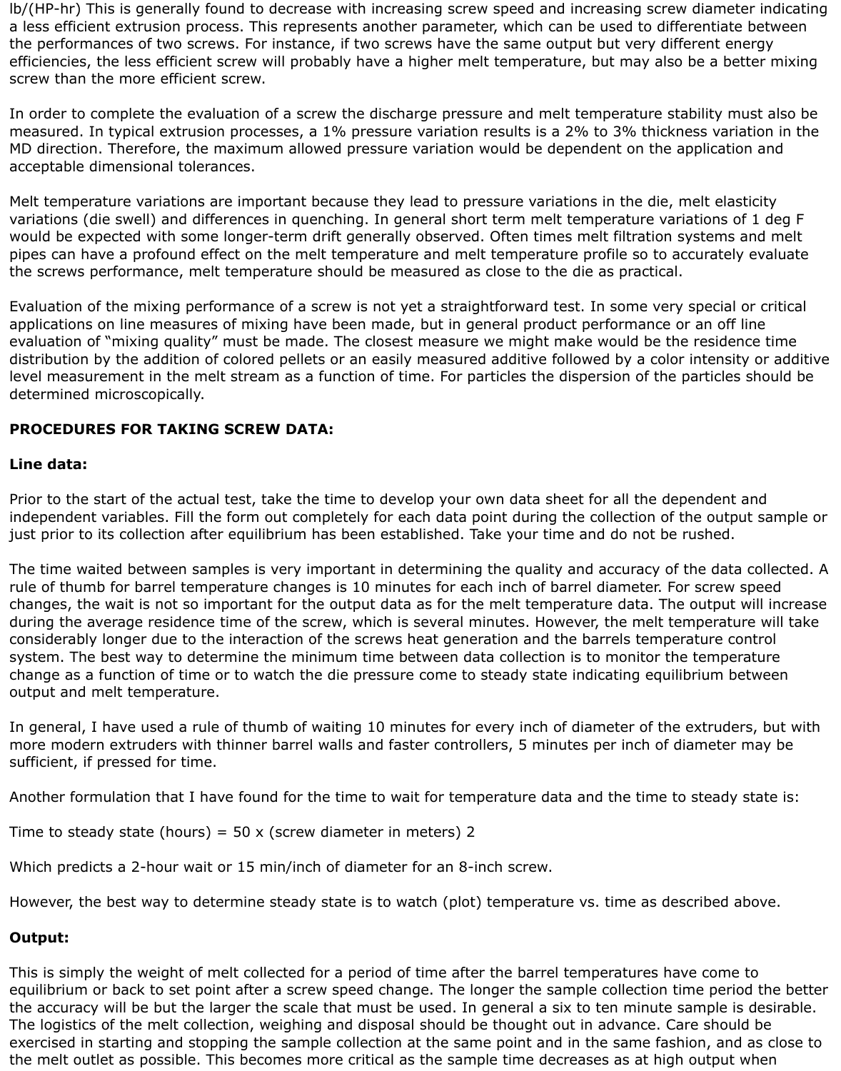lb/(HP-hr) This is generally found to decrease with increasing screw speed and increasing screw diameter indicating a less efficient extrusion process. This represents another parameter, which can be used to differentiate between the performances of two screws. For instance, if two screws have the same output but very different energy efficiencies, the less efficient screw will probably have a higher melt temperature, but may also be a better mixing screw than the more efficient screw.

In order to complete the evaluation of a screw the discharge pressure and melt temperature stability must also be measured. In typical extrusion processes, a 1% pressure variation results is a 2% to 3% thickness variation in the MD direction. Therefore, the maximum allowed pressure variation would be dependent on the application and acceptable dimensional tolerances.

Melt temperature variations are important because they lead to pressure variations in the die, melt elasticity variations (die swell) and differences in quenching. In general short term melt temperature variations of 1 deg F would be expected with some longer-term drift generally observed. Often times melt filtration systems and melt pipes can have a profound effect on the melt temperature and melt temperature profile so to accurately evaluate the screws performance, melt temperature should be measured as close to the die as practical.

Evaluation of the mixing performance of a screw is not yet a straightforward test. In some very special or critical applications on line measures of mixing have been made, but in general product performance or an off line evaluation of "mixing quality" must be made. The closest measure we might make would be the residence time distribution by the addition of colored pellets or an easily measured additive followed by a color intensity or additive level measurement in the melt stream as a function of time. For particles the dispersion of the particles should be determined microscopically.

**PROCEDURES FOR TAKING SCREW DATA:**

**Line data:**

Prior to the start of the actual test, take the time to develop your own data sheet for all the dependent and independent variables. Fill the form out completely for each data point during the collection of the output sample or just prior to its collection after equilibrium has been established. Take your time and do not be rushed.

The time waited between samples is very important in determining the quality and accuracy of the data collected. A rule of thumb for barrel temperature changes is 10 minutes for each inch of barrel diameter. For screw speed changes, the wait is not so important for the output data as for the melt temperature data. The output will increase during the average residence time of the screw, which is several minutes. However, the melt temperature will take considerably longer due to the interaction of the screws heat generation and the barrels temperature control system. The best way to determine the minimum time between data collection is to monitor the temperature change as a function of time or to watch the die pressure come to steady state indicating equilibrium between output and melt temperature.

In general, I have used a rule of thumb of waiting 10 minutes for every inch of diameter of the extruders, but with more modern extruders with thinner barrel walls and faster controllers, 5 minutes per inch of diameter may be sufficient, if pressed for time.

Another formulation that I have found for the time to wait for temperature data and the time to steady state is:

Time to steady state (hours) = 50 x (screw diameter in meters) 2

Which predicts a 2-hour wait or 15 min/inch of diameter for an 8-inch screw.

However, the best way to determine steady state is to watch (plot) temperature vs. time as described above.

**Output:**

This is simply the weight of melt collected for a period of time after the barrel temperatures have come to equilibrium or back to set point after a screw speed change. The longer the sample collection time period the better the accuracy will be but the larger the scale that must be used. In general a six to ten minute sample is desirable. The logistics of the melt collection, weighing and disposal should be thought out in advance. Care should be exercised in starting and stopping the sample collection at the same point and in the same fashion, and as close to the melt outlet as possible. This becomes more critical as the sample time decreases as at high output when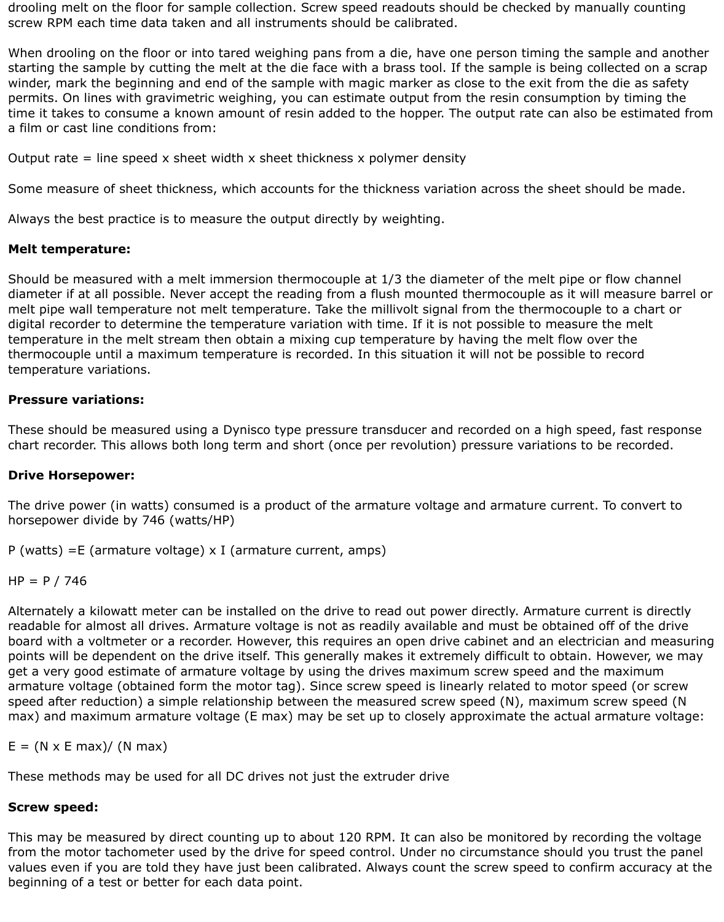drooling melt on the floor for sample collection. Screw speed readouts should be checked by manually counting screw RPM each time data taken and all instruments should be calibrated.

When drooling on the floor or into tared weighing pans from a die, have one person timing the sample and another starting the sample by cutting the melt at the die face with a brass tool. If the sample is being collected on a scrap winder, mark the beginning and end of the sample with magic marker as close to the exit from the die as safety permits. On lines with gravimetric weighing, you can estimate output from the resin consumption by timing the time it takes to consume a known amount of resin added to the hopper. The output rate can also be estimated from a film or cast line conditions from:

Output rate = line speed x sheet width x sheet thickness x polymer density

Some measure of sheet thickness, which accounts for the thickness variation across the sheet should be made.

Always the best practice is to measure the output directly by weighting.

**Melt temperature:**

Should be measured with a melt immersion thermocouple at 1/3 the diameter of the melt pipe or flow channel diameter if at all possible. Never accept the reading from a flush mounted thermocouple as it will measure barrel or melt pipe wall temperature not melt temperature. Take the millivolt signal from the thermocouple to a chart or digital recorder to determine the temperature variation with time. If it is not possible to measure the melt temperature in the melt stream then obtain a mixing cup temperature by having the melt flow over the thermocouple until a maximum temperature is recorded. In this situation it will not be possible to record temperature variations.

**Pressure variations:**

These should be measured using a Dynisco type pressure transducer and recorded on a high speed, fast response chart recorder. This allows both long term and short (once per revolution) pressure variations to be recorded.

**Drive Horsepower:**

The drive power (in watts) consumed is a product of the armature voltage and armature current. To convert to horsepower divide by 746 (watts/HP)

P (watts) =E (armature voltage) x I (armature current, amps)

HP = P / 746

Alternately a kilowatt meter can be installed on the drive to read out power directly. Armature current is directly readable for almost all drives. Armature voltage is not as readily available and must be obtained off of the drive board with a voltmeter or a recorder. However, this requires an open drive cabinet and an electrician and measuring points will be dependent on the drive itself. This generally makes it extremely difficult to obtain. However, we may get a very good estimate of armature voltage by using the drives maximum screw speed and the maximum armature voltage (obtained form the motor tag). Since screw speed is linearly related to motor speed (or screw speed after reduction) a simple relationship between the measured screw speed (N), maximum screw speed (N max) and maximum armature voltage (E max) may be set up to closely approximate the actual armature voltage:

E = (N x E max)/ (N max)

These methods may be used for all DC drives not just the extruder drive

**Screw speed:**

This may be measured by direct counting up to about 120 RPM. It can also be monitored by recording the voltage from the motor tachometer used by the drive for speed control. Under no circumstance should you trust the panel values even if you are told they have just been calibrated. Always count the screw speed to confirm accuracy at the beginning of a test or better for each data point.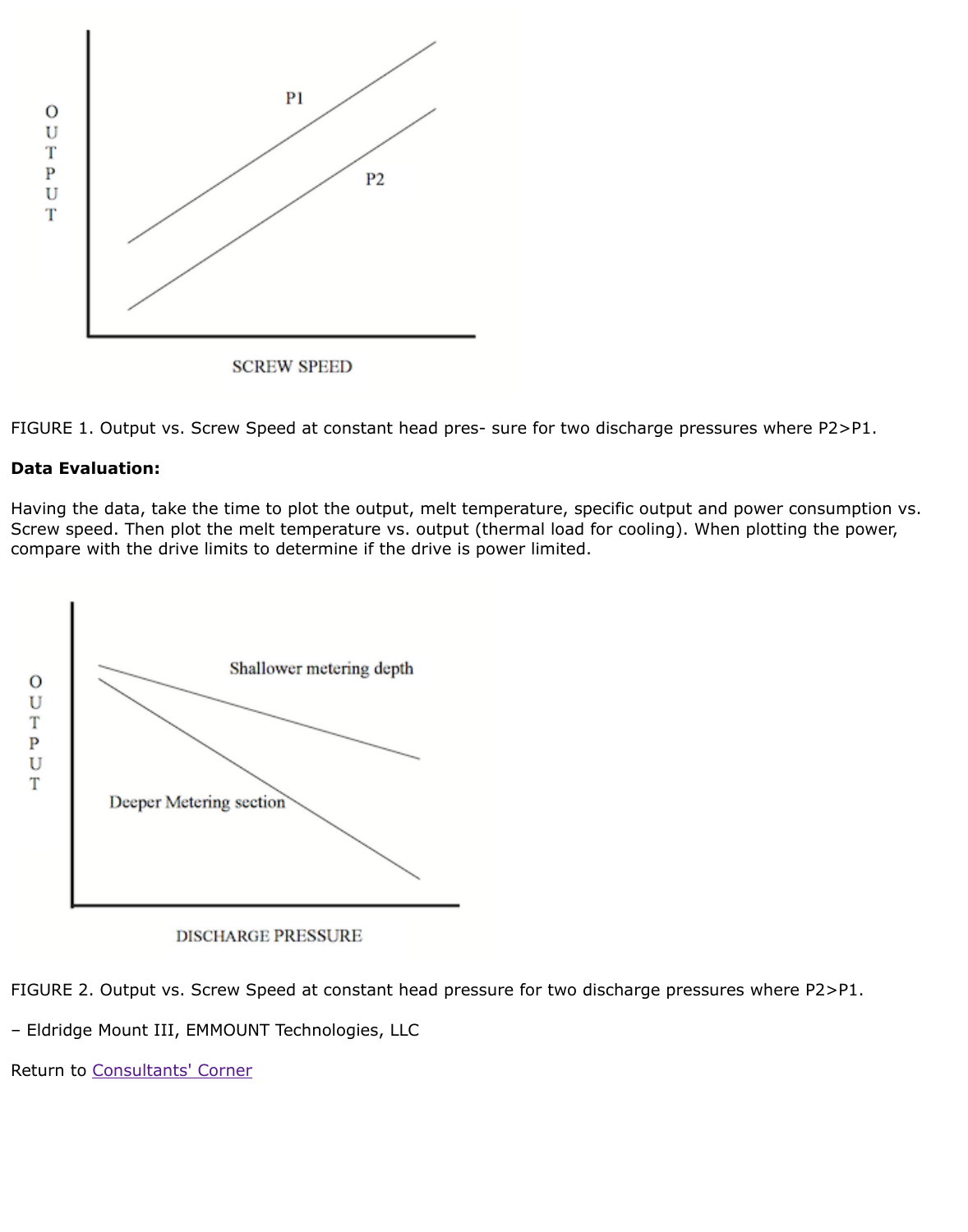P1

P2

OUTPUT

SCREW SPEED

FIGURE 1. Output vs. Screw Speed at constant head pres- sure for two discharge pressures where P2>P1.

**Data Evaluation:**

Having the data, take the time to plot the output, melt temperature, specific output and power consumption vs. Screw speed. Then plot the melt temperature vs. output (thermal load for cooling). When plotting the power, compare with the drive limits to determine if the drive is power limited.

Shallower metering depth

Deeper Metering section

OUTPUT

DISCHARGE PRESSURE

FIGURE 2. Output vs. Screw Speed at constant head pressure for two discharge pressures where P2>P1.

– Eldridge Mount III, EMMOUNT Technologies, LLC

Return to Consultants' Corner